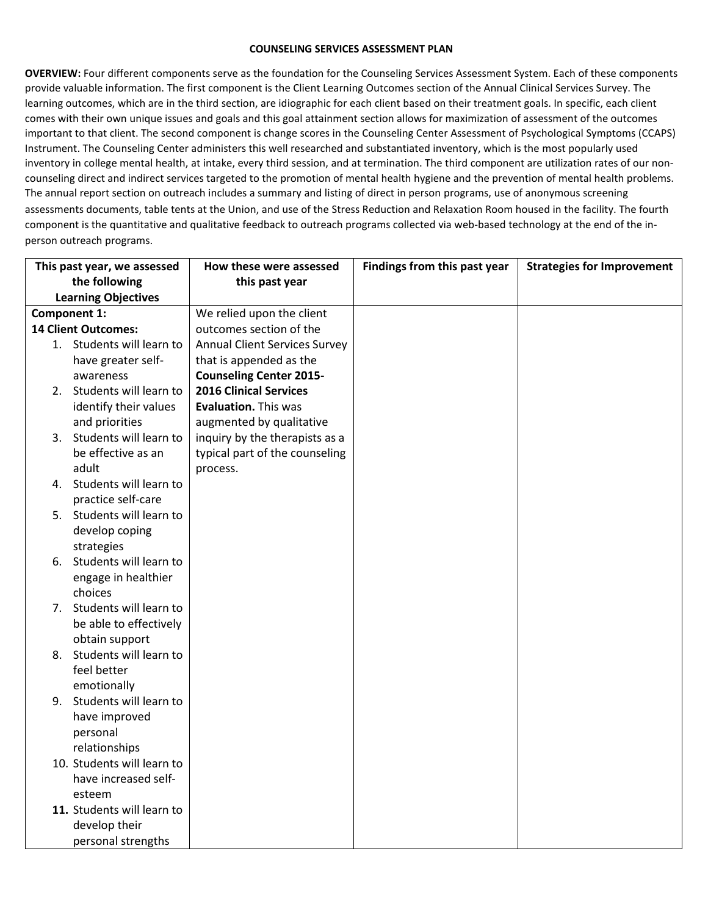## COUNSELING SERVICES ASSESSMENT PLAN

**OVERVIEW:** Four different components serve as the foundation for the Counseling Services Assessment System. Each of these components provide valuable information. The first component is the Client Learning Outcomes section of the Annual Clinical Services Survey. The learning outcomes, which are in the third section, are idiographic for each client based on their treatment goals. In specific, each client comes with their own unique issues and goals and this goal attainment section allows for maximization of assessment of the outcomes important to that client. The second component is change scores in the Counseling Center Assessment of Psychological Symptoms (CCAPS) Instrument. The Counseling Center administers this well researched and substantiated inventory, which is the most popularly used inventory in college mental health, at intake, every third session, and at termination. The third component are utilization rates of our non-counseling direct and indirect services targeted to the promotion of mental health hygiene and the prevention of mental health problems. The annual report section on outreach includes a summary and listing of direct in person programs, use of anonymous screening assessments documents, table tents at the Union, and use of the Stress Reduction and Relaxation Room housed in the facility. The fourth component is the quantitative and qualitative feedback to outreach programs collected via web-based technology at the end of the in-person outreach programs.

| This past year, we assessed the following Learning Objectives | How these were assessed this past year | Findings from this past year | Strategies for Improvement |
|---|---|---|---|
| **Component 1:**<br>**14 Client Outcomes:**<br>1. Students will learn to have greater self-awareness<br>2. Students will learn to identify their values and priorities<br>3. Students will learn to be effective as an adult<br>4. Students will learn to practice self-care<br>5. Students will learn to develop coping strategies<br>6. Students will learn to engage in healthier choices<br>7. Students will learn to be able to effectively obtain support<br>8. Students will learn to feel better emotionally<br>9. Students will learn to have improved personal relationships<br>10. Students will learn to have increased self-esteem<br>**11.** Students will learn to develop their personal strengths | We relied upon the client outcomes section of the Annual Client Services Survey that is appended as the **Counseling Center 2015-2016 Clinical Services Evaluation.** This was augmented by qualitative inquiry by the therapists as a typical part of the counseling process. | | |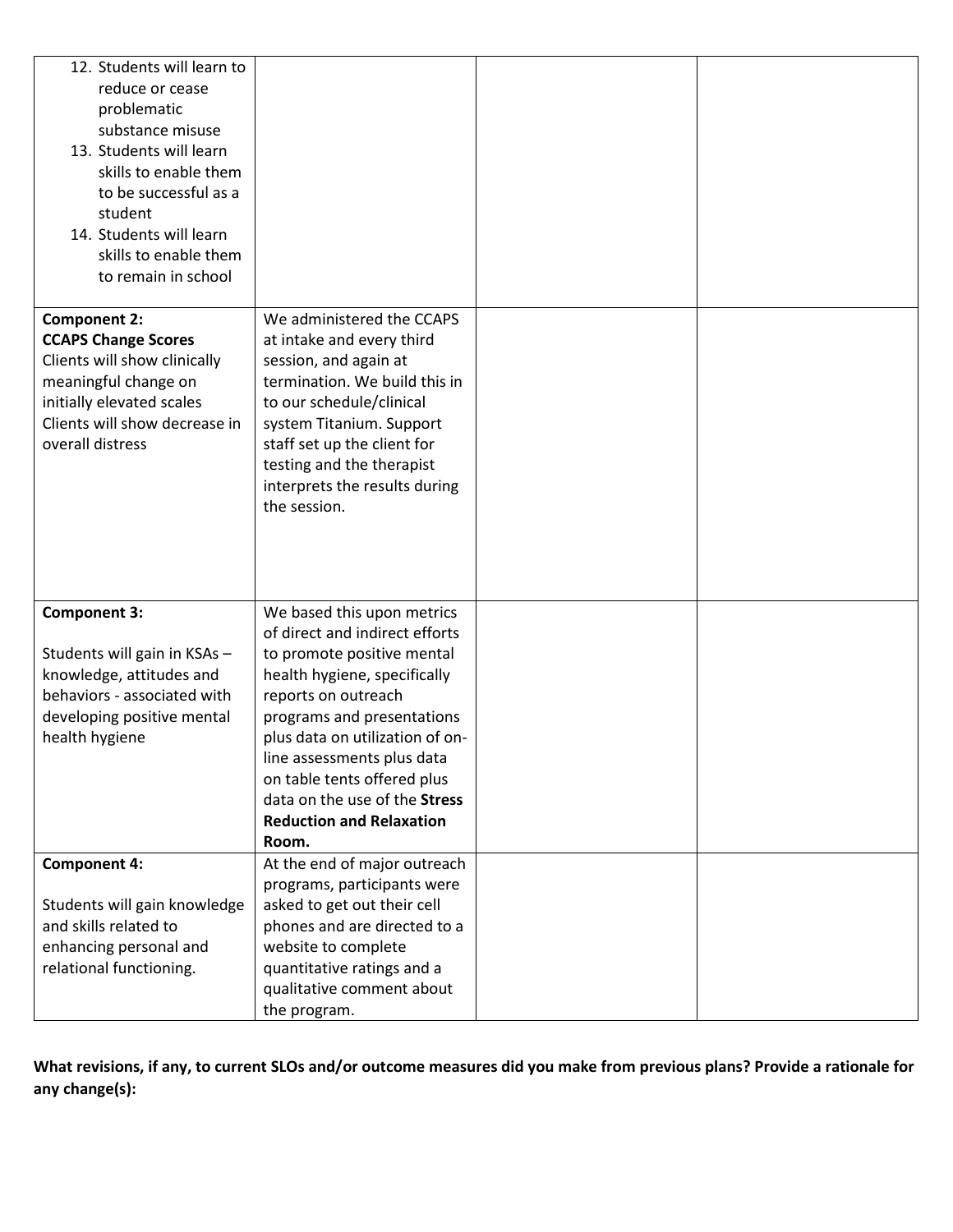| | | | |
|---|---|---|---|
| 12. Students will learn to reduce or cease problematic substance misuse<br>13. Students will learn skills to enable them to be successful as a student<br>14. Students will learn skills to enable them to remain in school | | | |
| **Component 2:**<br>**CCAPS Change Scores**<br>Clients will show clinically meaningful change on initially elevated scales<br>Clients will show decrease in overall distress | We administered the CCAPS at intake and every third session, and again at termination. We build this in to our schedule/clinical system Titanium. Support staff set up the client for testing and the therapist interprets the results during the session. | | |
| **Component 3:**<br><br>Students will gain in KSAs – knowledge, attitudes and behaviors - associated with developing positive mental health hygiene | We based this upon metrics of direct and indirect efforts to promote positive mental health hygiene, specifically reports on outreach programs and presentations plus data on utilization of on-line assessments plus data on table tents offered plus data on the use of the **Stress Reduction and Relaxation Room.** | | |
| **Component 4:**<br><br>Students will gain knowledge and skills related to enhancing personal and relational functioning. | At the end of major outreach programs, participants were asked to get out their cell phones and are directed to a website to complete quantitative ratings and a qualitative comment about the program. | | |

**What revisions, if any, to current SLOs and/or outcome measures did you make from previous plans? Provide a rationale for any change(s):**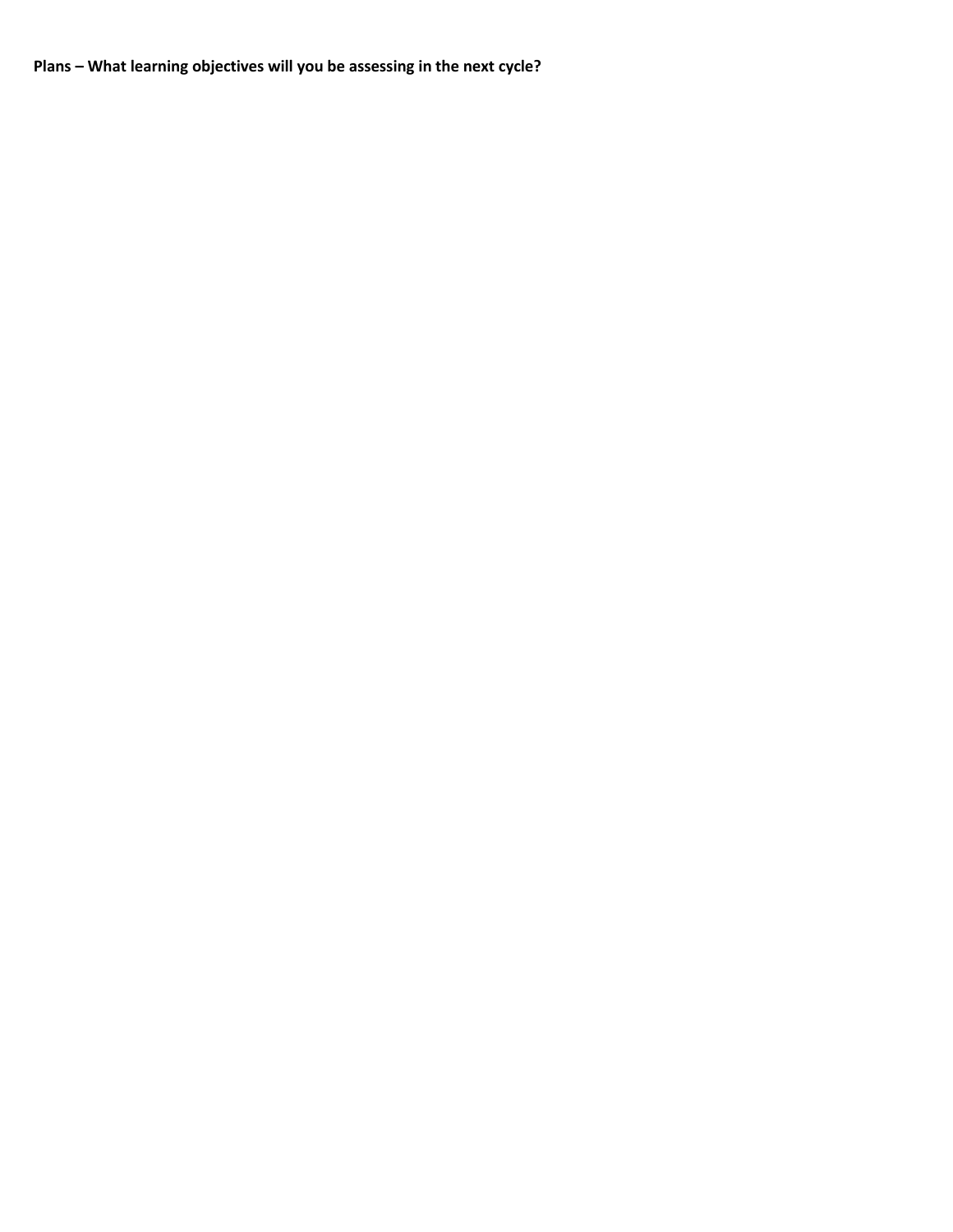**Plans – What learning objectives will you be assessing in the next cycle?**